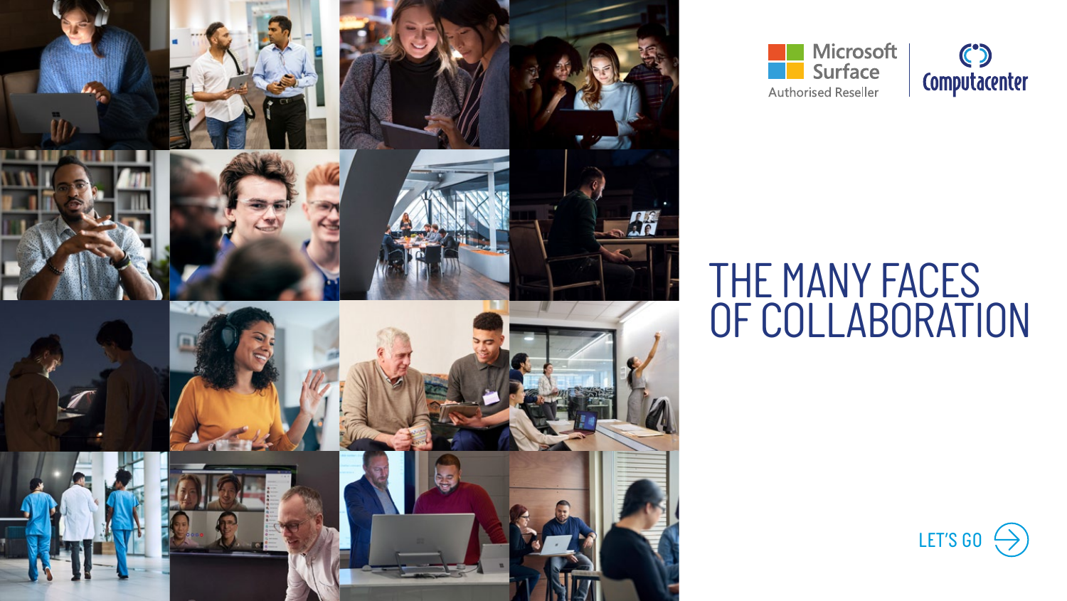Microsoft Surface Authorised Reseller | Computacenter

# THE MANY FACES OF COLLABORATION

LET'S GO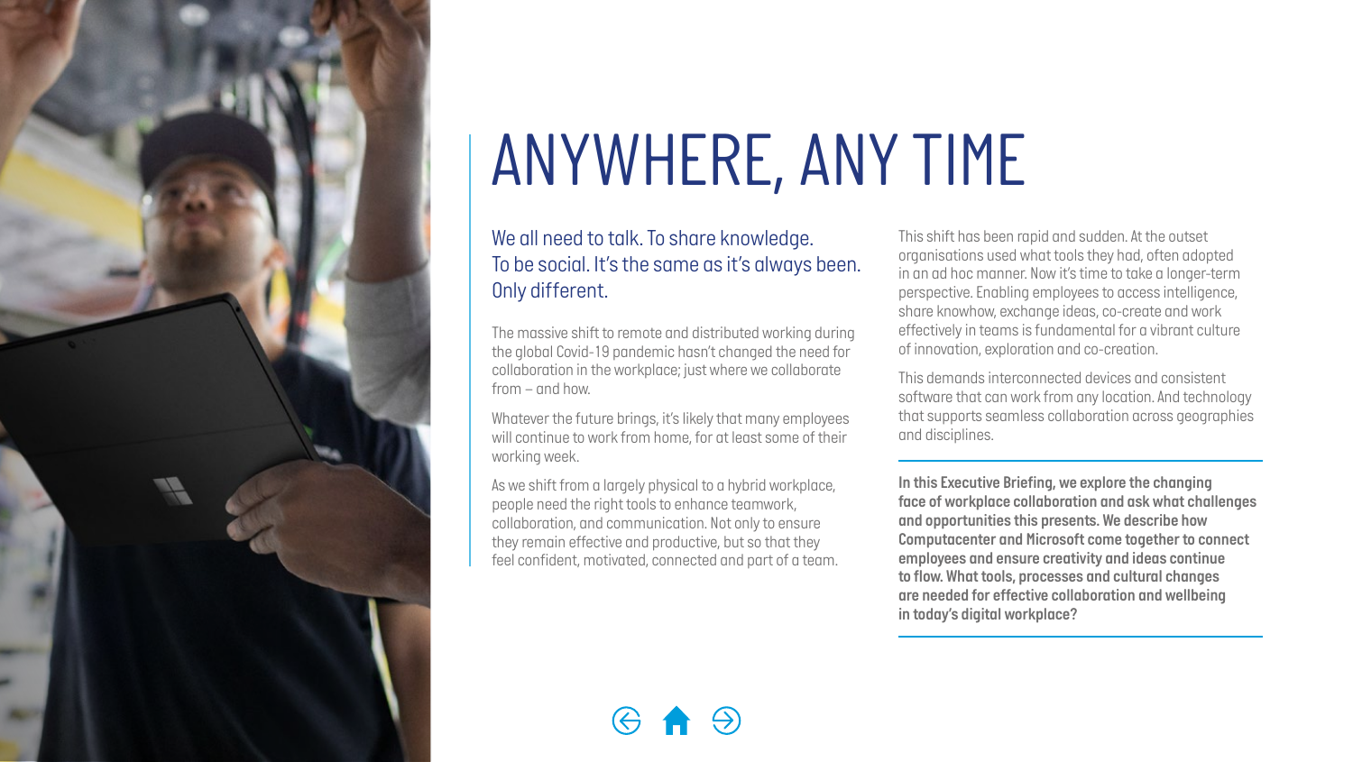# ANYWHERE, ANY TIME

## We all need to talk. To share knowledge. To be social. It's the same as it's always been. Only different.

The massive shift to remote and distributed working during the global Covid-19 pandemic hasn't changed the need for collaboration in the workplace; just where we collaborate from – and how.

Whatever the future brings, it's likely that many employees will continue to work from home, for at least some of their working week.

As we shift from a largely physical to a hybrid workplace, people need the right tools to enhance teamwork, collaboration, and communication. Not only to ensure they remain effective and productive, but so that they feel confident, motivated, connected and part of a team.

This shift has been rapid and sudden. At the outset organisations used what tools they had, often adopted in an ad hoc manner. Now it's time to take a longer-term perspective. Enabling employees to access intelligence, share knowhow, exchange ideas, co-create and work effectively in teams is fundamental for a vibrant culture of innovation, exploration and co-creation.

This demands interconnected devices and consistent software that can work from any location. And technology that supports seamless collaboration across geographies and disciplines.

**In this Executive Briefing, we explore the changing face of workplace collaboration and ask what challenges and opportunities this presents. We describe how Computacenter and Microsoft come together to connect employees and ensure creativity and ideas continue to flow. What tools, processes and cultural changes are needed for effective collaboration and wellbeing in today's digital workplace?**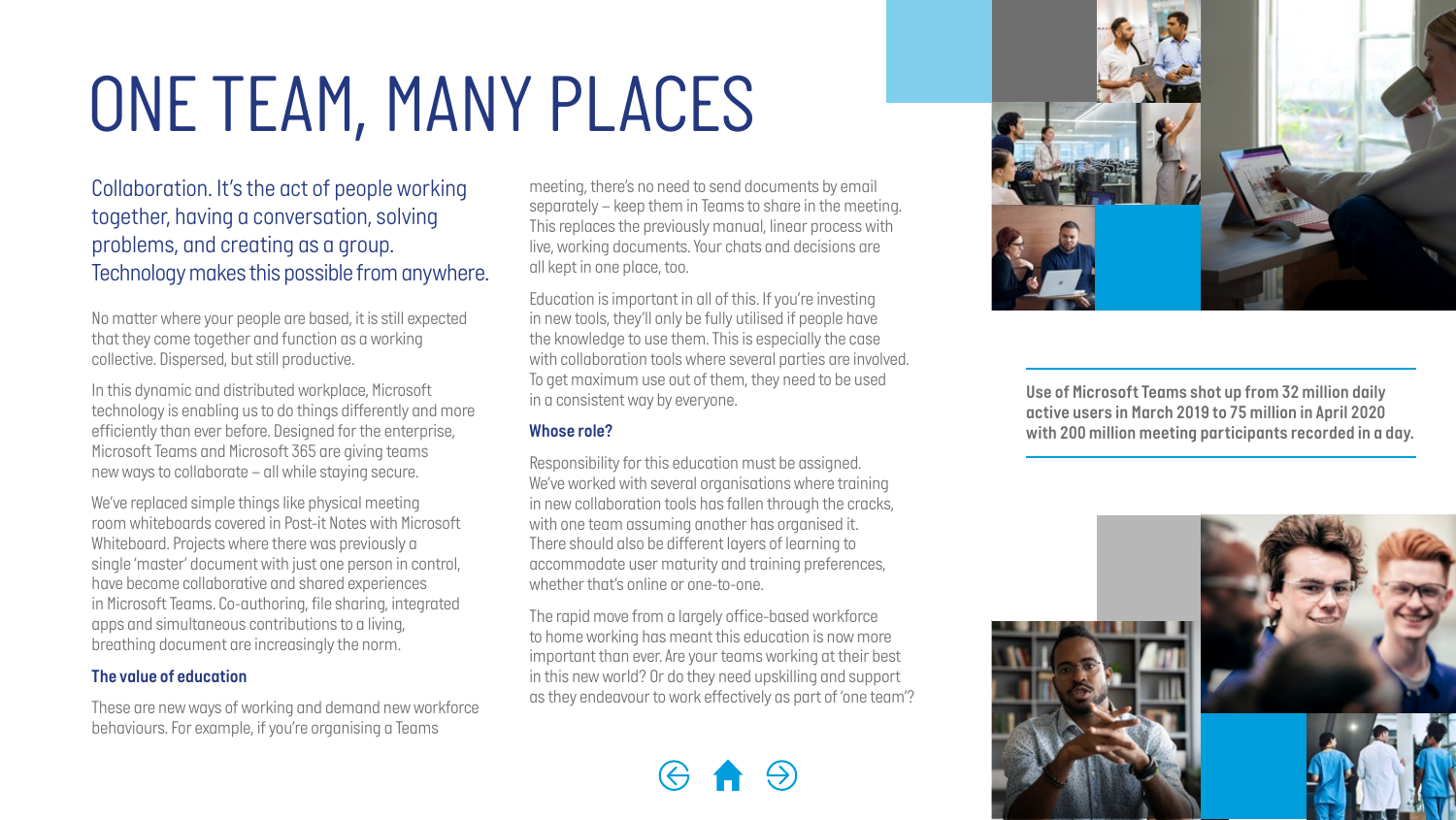# ONE TEAM, MANY PLACES

Collaboration. It's the act of people working together, having a conversation, solving problems, and creating as a group. Technology makes this possible from anywhere.

No matter where your people are based, it is still expected that they come together and function as a working collective. Dispersed, but still productive.

In this dynamic and distributed workplace, Microsoft technology is enabling us to do things differently and more efficiently than ever before. Designed for the enterprise, Microsoft Teams and Microsoft 365 are giving teams new ways to collaborate – all while staying secure.

We've replaced simple things like physical meeting room whiteboards covered in Post-it Notes with Microsoft Whiteboard. Projects where there was previously a single 'master' document with just one person in control, have become collaborative and shared experiences in Microsoft Teams. Co-authoring, file sharing, integrated apps and simultaneous contributions to a living, breathing document are increasingly the norm.

### The value of education

These are new ways of working and demand new workforce behaviours. For example, if you're organising a Teams meeting, there's no need to send documents by email separately – keep them in Teams to share in the meeting. This replaces the previously manual, linear process with live, working documents. Your chats and decisions are all kept in one place, too.

Education is important in all of this. If you're investing in new tools, they'll only be fully utilised if people have the knowledge to use them. This is especially the case with collaboration tools where several parties are involved. To get maximum use out of them, they need to be used in a consistent way by everyone.

### Whose role?

Responsibility for this education must be assigned. We've worked with several organisations where training in new collaboration tools has fallen through the cracks, with one team assuming another has organised it. There should also be different layers of learning to accommodate user maturity and training preferences, whether that's online or one-to-one.

The rapid move from a largely office-based workforce to home working has meant this education is now more important than ever. Are your teams working at their best in this new world? Or do they need upskilling and support as they endeavour to work effectively as part of 'one team'?

**Use of Microsoft Teams shot up from 32 million daily active users in March 2019 to 75 million in April 2020 with 200 million meeting participants recorded in a day.**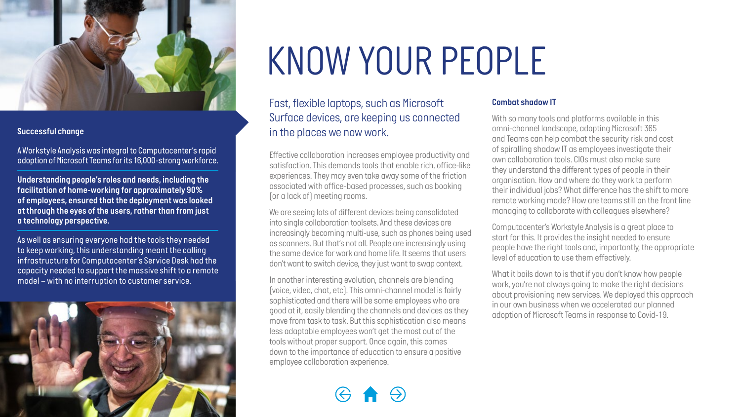# KNOW YOUR PEOPLE

**Successful change**

A Workstyle Analysis was integral to Computacenter's rapid adoption of Microsoft Teams for its 16,000-strong workforce.

**Understanding people's roles and needs, including the facilitation of home-working for approximately 90% of employees, ensured that the deployment was looked at through the eyes of the users, rather than from just a technology perspective.**

As well as ensuring everyone had the tools they needed to keep working, this understanding meant the calling infrastructure for Computacenter's Service Desk had the capacity needed to support the massive shift to a remote model – with no interruption to customer service.

Fast, flexible laptops, such as Microsoft Surface devices, are keeping us connected in the places we now work.

Effective collaboration increases employee productivity and satisfaction. This demands tools that enable rich, office-like experiences. They may even take away some of the friction associated with office-based processes, such as booking (or a lack of) meeting rooms.

We are seeing lots of different devices being consolidated into single collaboration toolsets. And these devices are increasingly becoming multi-use, such as phones being used as scanners. But that's not all. People are increasingly using the same device for work and home life. It seems that users don't want to switch device, they just want to swap context.

In another interesting evolution, channels are blending (voice, video, chat, etc). This omni-channel model is fairly sophisticated and there will be some employees who are good at it, easily blending the channels and devices as they move from task to task. But this sophistication also means less adaptable employees won't get the most out of the tools without proper support. Once again, this comes down to the importance of education to ensure a positive employee collaboration experience.

### Combat shadow IT

With so many tools and platforms available in this omni-channel landscape, adopting Microsoft 365 and Teams can help combat the security risk and cost of spiralling shadow IT as employees investigate their own collaboration tools. CIOs must also make sure they understand the different types of people in their organisation. How and where do they work to perform their individual jobs? What difference has the shift to more remote working made? How are teams still on the front line managing to collaborate with colleagues elsewhere?

Computacenter's Workstyle Analysis is a great place to start for this. It provides the insight needed to ensure people have the right tools and, importantly, the appropriate level of education to use them effectively.

What it boils down to is that if you don't know how people work, you're not always going to make the right decisions about provisioning new services. We deployed this approach in our own business when we accelerated our planned adoption of Microsoft Teams in response to Covid-19.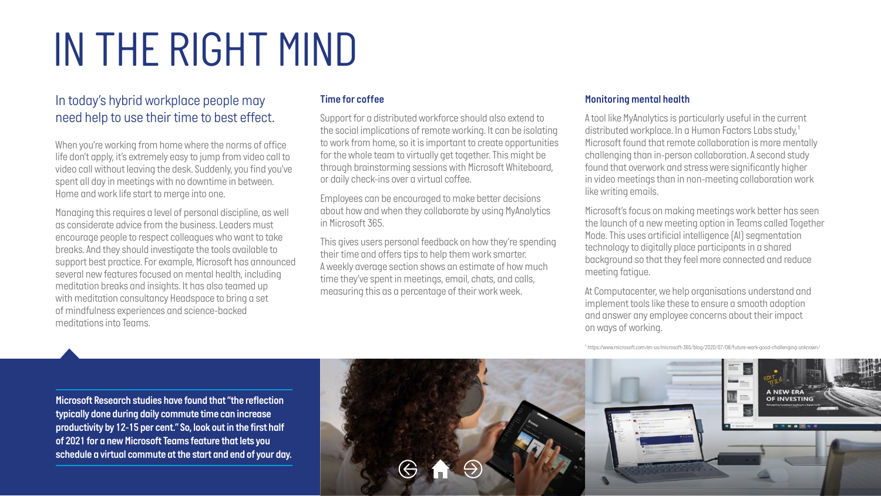# IN THE RIGHT MIND

## In today's hybrid workplace people may need help to use their time to best effect.

When you're working from home where the norms of office life don't apply, it's extremely easy to jump from video call to video call without leaving the desk. Suddenly, you find you've spent all day in meetings with no downtime in between. Home and work life start to merge into one.

Managing this requires a level of personal discipline, as well as considerate advice from the business. Leaders must encourage people to respect colleagues who want to take breaks. And they should investigate the tools available to support best practice. For example, Microsoft has announced several new features focused on mental health, including meditation breaks and insights. It has also teamed up with meditation consultancy Headspace to bring a set of mindfulness experiences and science-backed meditations into Teams.

### Time for coffee

Support for a distributed workforce should also extend to the social implications of remote working. It can be isolating to work from home, so it is important to create opportunities for the whole team to virtually get together. This might be through brainstorming sessions with Microsoft Whiteboard, or daily check-ins over a virtual coffee.

Employees can be encouraged to make better decisions about how and when they collaborate by using MyAnalytics in Microsoft 365.

This gives users personal feedback on how they're spending their time and offers tips to help them work smarter. A weekly average section shows an estimate of how much time they've spent in meetings, email, chats, and calls, measuring this as a percentage of their work week.

### Monitoring mental health

A tool like MyAnalytics is particularly useful in the current distributed workplace. In a Human Factors Labs study,[1] Microsoft found that remote collaboration is more mentally challenging than in-person collaboration. A second study found that overwork and stress were significantly higher in video meetings than in non-meeting collaboration work like writing emails.

Microsoft's focus on making meetings work better has seen the launch of a new meeting option in Teams called Together Mode. This uses artificial intelligence (AI) segmentation technology to digitally place participants in a shared background so that they feel more connected and reduce meeting fatigue.

At Computacenter, we help organisations understand and implement tools like these to ensure a smooth adoption and answer any employee concerns about their impact on ways of working.

[1] https://www.microsoft.com/en-us/microsoft-365/blog/2020/07/08/future-work-good-challenging-unknown/

**Microsoft Research studies have found that "the reflection typically done during daily commute time can increase productivity by 12-15 per cent." So, look out in the first half of 2021 for a new Microsoft Teams feature that lets you schedule a virtual commute at the start and end of your day.**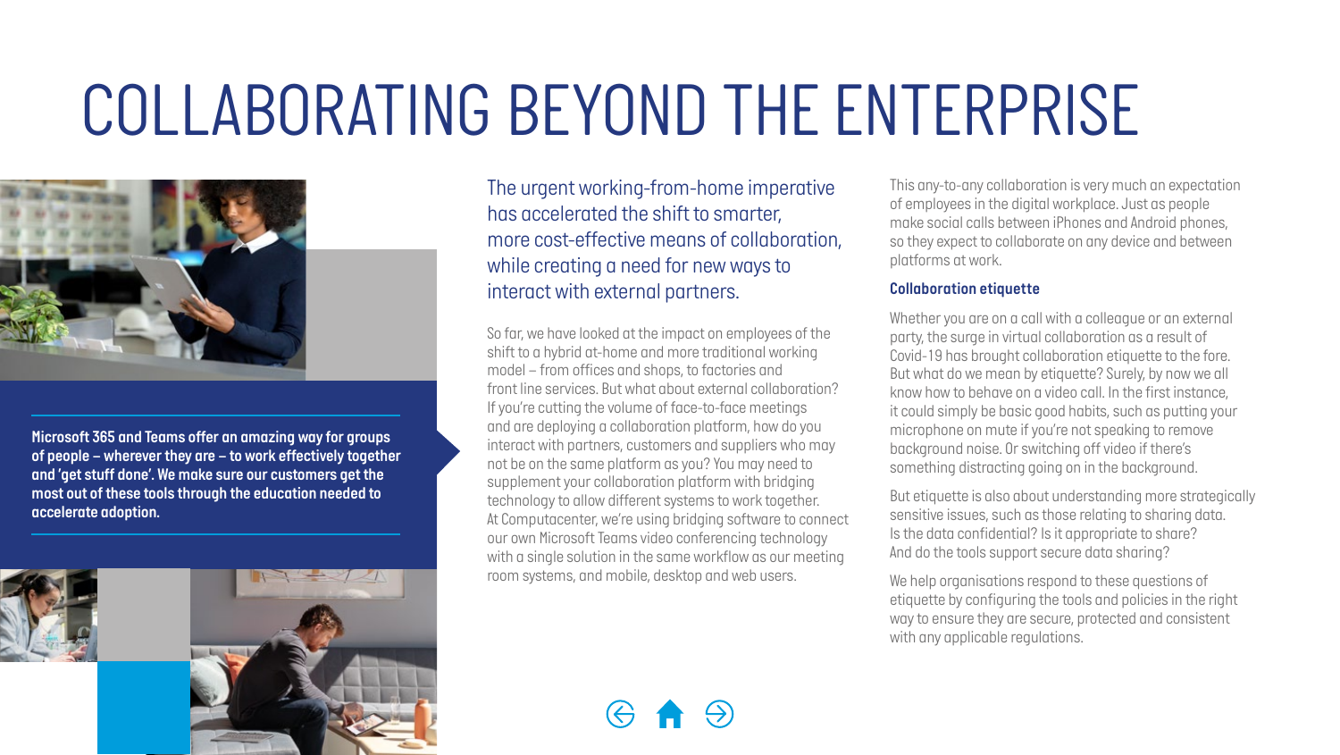# COLLABORATING BEYOND THE ENTERPRISE

**Microsoft 365 and Teams offer an amazing way for groups of people – wherever they are – to work effectively together and 'get stuff done'. We make sure our customers get the most out of these tools through the education needed to accelerate adoption.**

The urgent working-from-home imperative has accelerated the shift to smarter, more cost-effective means of collaboration, while creating a need for new ways to interact with external partners.

So far, we have looked at the impact on employees of the shift to a hybrid at-home and more traditional working model – from offices and shops, to factories and front line services. But what about external collaboration? If you're cutting the volume of face-to-face meetings and are deploying a collaboration platform, how do you interact with partners, customers and suppliers who may not be on the same platform as you? You may need to supplement your collaboration platform with bridging technology to allow different systems to work together. At Computacenter, we're using bridging software to connect our own Microsoft Teams video conferencing technology with a single solution in the same workflow as our meeting room systems, and mobile, desktop and web users.

This any-to-any collaboration is very much an expectation of employees in the digital workplace. Just as people make social calls between iPhones and Android phones, so they expect to collaborate on any device and between platforms at work.

### Collaboration etiquette

Whether you are on a call with a colleague or an external party, the surge in virtual collaboration as a result of Covid-19 has brought collaboration etiquette to the fore. But what do we mean by etiquette? Surely, by now we all know how to behave on a video call. In the first instance, it could simply be basic good habits, such as putting your microphone on mute if you're not speaking to remove background noise. Or switching off video if there's something distracting going on in the background.

But etiquette is also about understanding more strategically sensitive issues, such as those relating to sharing data. Is the data confidential? Is it appropriate to share? And do the tools support secure data sharing?

We help organisations respond to these questions of etiquette by configuring the tools and policies in the right way to ensure they are secure, protected and consistent with any applicable regulations.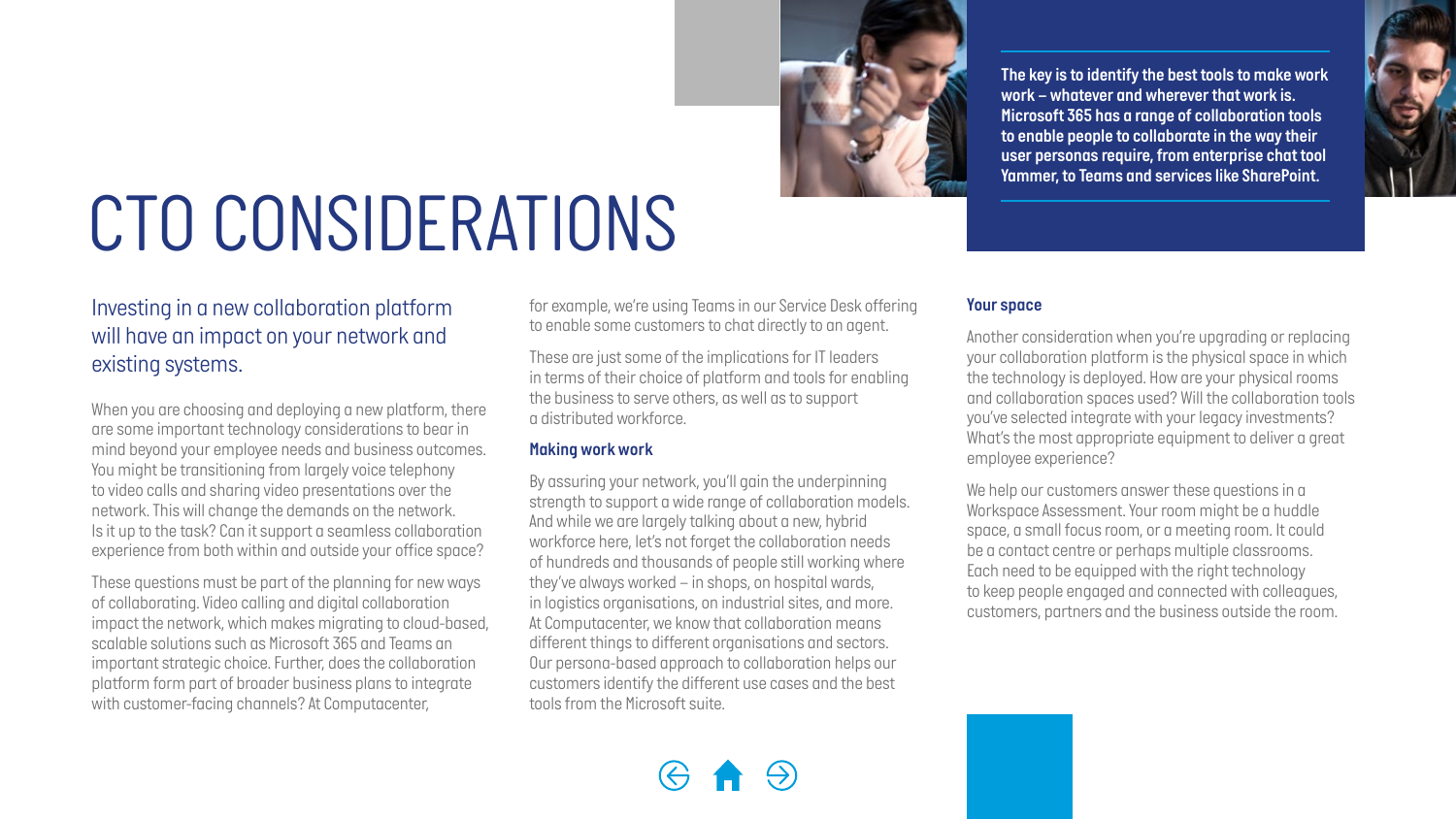# CTO CONSIDERATIONS

**The key is to identify the best tools to make work work – whatever and wherever that work is. Microsoft 365 has a range of collaboration tools to enable people to collaborate in the way their user personas require, from enterprise chat tool Yammer, to Teams and services like SharePoint.**

Investing in a new collaboration platform will have an impact on your network and existing systems.

When you are choosing and deploying a new platform, there are some important technology considerations to bear in mind beyond your employee needs and business outcomes. You might be transitioning from largely voice telephony to video calls and sharing video presentations over the network. This will change the demands on the network. Is it up to the task? Can it support a seamless collaboration experience from both within and outside your office space?

These questions must be part of the planning for new ways of collaborating. Video calling and digital collaboration impact the network, which makes migrating to cloud-based, scalable solutions such as Microsoft 365 and Teams an important strategic choice. Further, does the collaboration platform form part of broader business plans to integrate with customer-facing channels? At Computacenter, for example, we're using Teams in our Service Desk offering to enable some customers to chat directly to an agent.

These are just some of the implications for IT leaders in terms of their choice of platform and tools for enabling the business to serve others, as well as to support a distributed workforce.

### Making work work

By assuring your network, you'll gain the underpinning strength to support a wide range of collaboration models. And while we are largely talking about a new, hybrid workforce here, let's not forget the collaboration needs of hundreds and thousands of people still working where they've always worked – in shops, on hospital wards, in logistics organisations, on industrial sites, and more. At Computacenter, we know that collaboration means different things to different organisations and sectors. Our persona-based approach to collaboration helps our customers identify the different use cases and the best tools from the Microsoft suite.

### Your space

Another consideration when you're upgrading or replacing your collaboration platform is the physical space in which the technology is deployed. How are your physical rooms and collaboration spaces used? Will the collaboration tools you've selected integrate with your legacy investments? What's the most appropriate equipment to deliver a great employee experience?

We help our customers answer these questions in a Workspace Assessment. Your room might be a huddle space, a small focus room, or a meeting room. It could be a contact centre or perhaps multiple classrooms. Each need to be equipped with the right technology to keep people engaged and connected with colleagues, customers, partners and the business outside the room.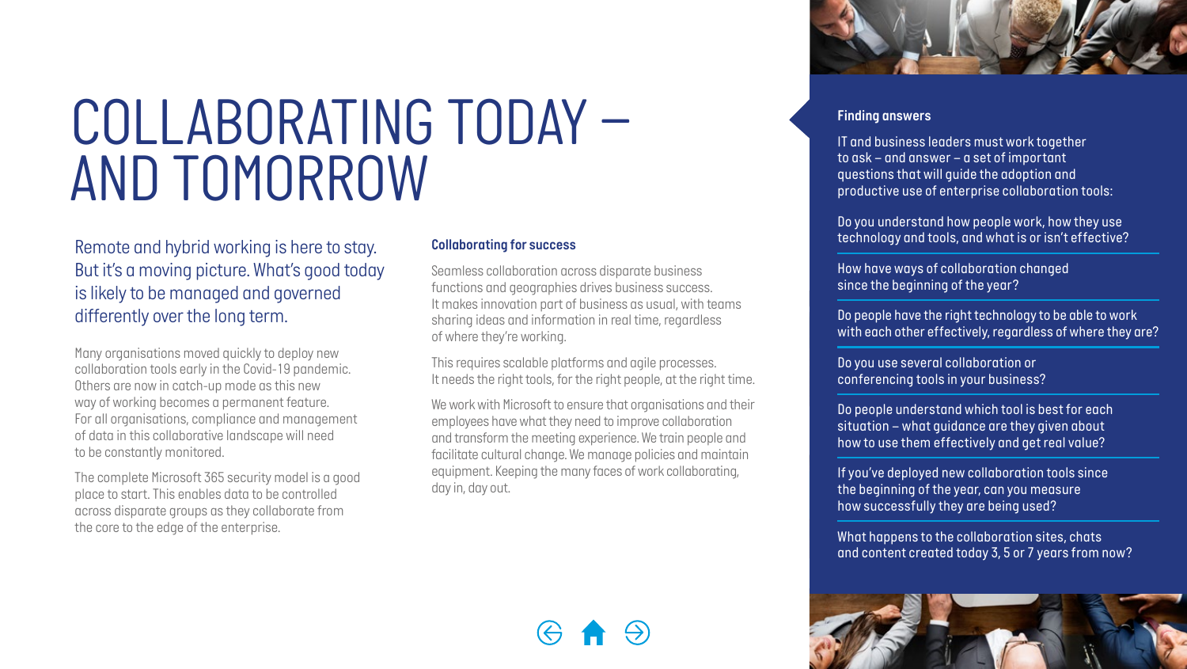# COLLABORATING TODAY – AND TOMORROW

Remote and hybrid working is here to stay. But it's a moving picture. What's good today is likely to be managed and governed differently over the long term.

Many organisations moved quickly to deploy new collaboration tools early in the Covid-19 pandemic. Others are now in catch-up mode as this new way of working becomes a permanent feature. For all organisations, compliance and management of data in this collaborative landscape will need to be constantly monitored.

The complete Microsoft 365 security model is a good place to start. This enables data to be controlled across disparate groups as they collaborate from the core to the edge of the enterprise.

### Collaborating for success

Seamless collaboration across disparate business functions and geographies drives business success. It makes innovation part of business as usual, with teams sharing ideas and information in real time, regardless of where they're working.

This requires scalable platforms and agile processes. It needs the right tools, for the right people, at the right time.

We work with Microsoft to ensure that organisations and their employees have what they need to improve collaboration and transform the meeting experience. We train people and facilitate cultural change. We manage policies and maintain equipment. Keeping the many faces of work collaborating, day in, day out.

### Finding answers

IT and business leaders must work together to ask – and answer – a set of important questions that will guide the adoption and productive use of enterprise collaboration tools:

Do you understand how people work, how they use technology and tools, and what is or isn't effective?

How have ways of collaboration changed since the beginning of the year?

Do people have the right technology to be able to work with each other effectively, regardless of where they are?

Do you use several collaboration or conferencing tools in your business?

Do people understand which tool is best for each situation – what guidance are they given about how to use them effectively and get real value?

If you've deployed new collaboration tools since the beginning of the year, can you measure how successfully they are being used?

What happens to the collaboration sites, chats and content created today 3, 5 or 7 years from now?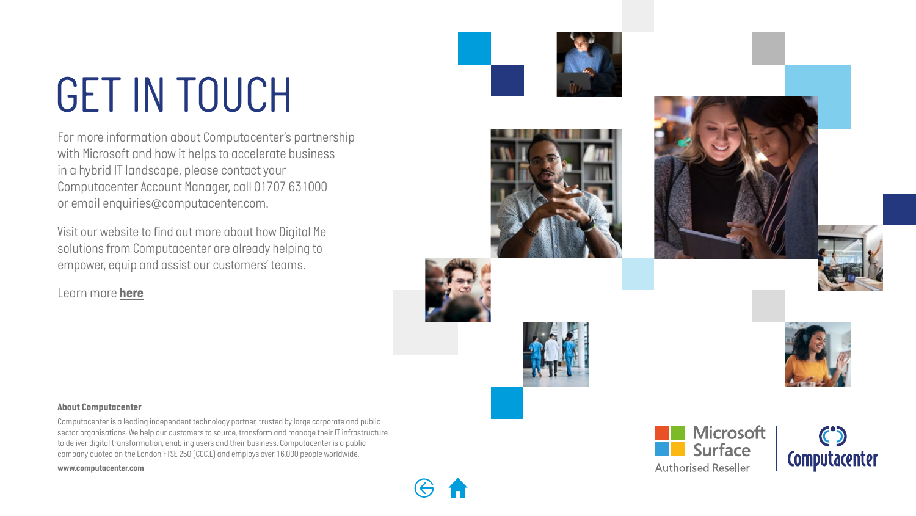# GET IN TOUCH

For more information about Computacenter's partnership with Microsoft and how it helps to accelerate business in a hybrid IT landscape, please contact your Computacenter Account Manager, call 01707 631000 or email enquiries@computacenter.com.

Visit our website to find out more about how Digital Me solutions from Computacenter are already helping to empower, equip and assist our customers' teams.

Learn more **here**

**About Computacenter**

Computacenter is a leading independent technology partner, trusted by large corporate and public sector organisations. We help our customers to source, transform and manage their IT infrastructure to deliver digital transformation, enabling users and their business. Computacenter is a public company quoted on the London FTSE 250 (CCC.L) and employs over 16,000 people worldwide.

**www.computacenter.com**

Microsoft Surface
Authorised Reseller

Computacenter